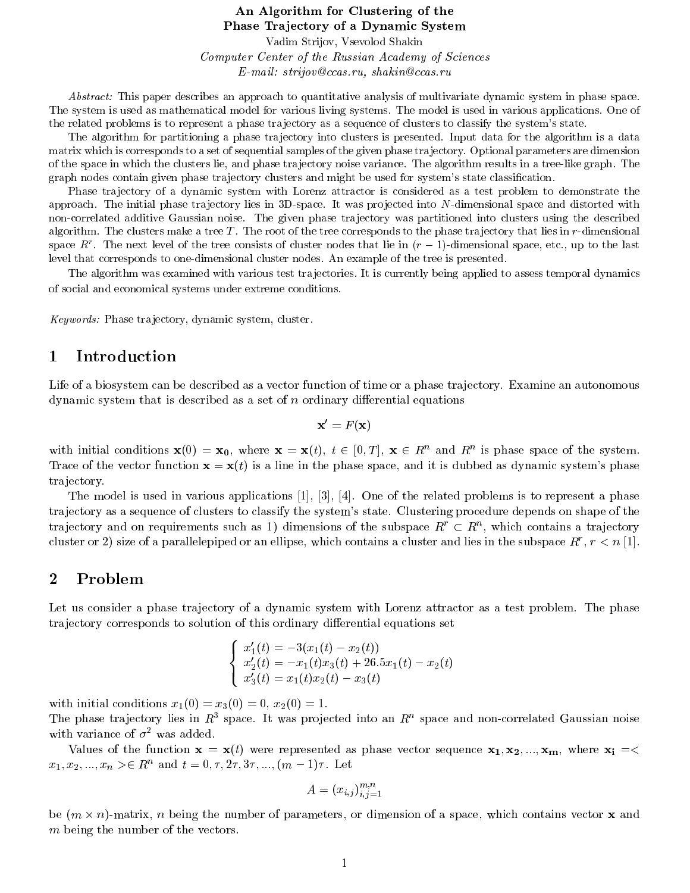# An Algorithm for Clustering of the Phase Trajectory of a Dynamic System

Vadim Strijov, Vsevolod Shakin

*Computer Center of the Russian Academy of Sciences*

*E-mail: strijov@ccas.ru, shakin@ccas.ru*

*Abstract:* This paper describes an approach to quantitative analysis of multivariate dynamic system in phase space. The system is used as mathematical model for various living systems. The model is used in various applications. One of the related problems is to represent a phase trajectory as a sequence of clusters to classify the system's state.

The algorithm for partitioning a phase trajectory into clusters is presented. Input data for the algorithm is a data matrix which is corresponds to a set of sequential samples of the given phase trajectory. Optional parameters are dimension of the space in which the clusters lie, and phase trajectory noise variance. The algorithm results in a tree-like graph. The graph nodes contain given phase trajectory clusters and might be used for system's state classification.

Phase trajectory of a dynamic system with Lorenz attractor is considered as a test problem to demonstrate the approach. The initial phase trajectory lies in 3D-space. It was projected into $N$-dimensional space and distorted with non-correlated additive Gaussian noise. The given phase trajectory was partitioned into clusters using the described algorithm. The clusters make a tree $T$. The root of the tree corresponds to the phase trajectory that lies in $r$-dimensional space $R^r$. The next level of the tree consists of cluster nodes that lie in $(r-1)$-dimensional space, etc., up to the last level that corresponds to one-dimensional cluster nodes. An example of the tree is presented.

The algorithm was examined with various test trajectories. It is currently being applied to assess temporal dynamics of social and economical systems under extreme conditions.

*Keywords:* Phase trajectory, dynamic system, cluster.

## 1 Introduction

Life of a biosystem can be described as a vector function of time or a phase trajectory. Examine an autonomous dynamic system that is described as a set of $n$ ordinary differential equations

$$\mathbf{x}' = F(\mathbf{x})$$

with initial conditions $\mathbf{x}(0) = \mathbf{x_0}$, where $\mathbf{x} = \mathbf{x}(t)$, $t \in [0, T]$, $\mathbf{x} \in R^n$ and $R^n$ is phase space of the system. Trace of the vector function $\mathbf{x} = \mathbf{x}(t)$ is a line in the phase space, and it is dubbed as dynamic system's phase trajectory.

The model is used in various applications [1], [3], [4]. One of the related problems is to represent a phase trajectory as a sequence of clusters to classify the system's state. Clustering procedure depends on shape of the trajectory and on requirements such as 1) dimensions of the subspace $R^r \subset R^n$, which contains a trajectory cluster or 2) size of a parallelepiped or an ellipse, which contains a cluster and lies in the subspace $R^r$, $r < n$ [1].

## 2 Problem

Let us consider a phase trajectory of a dynamic system with Lorenz attractor as a test problem. The phase trajectory corresponds to solution of this ordinary differential equations set

$$\begin{cases} x_1'(t) = -3(x_1(t) - x_2(t)) \\ x_2'(t) = -x_1(t)x_3(t) + 26.5x_1(t) - x_2(t) \\ x_3'(t) = x_1(t)x_2(t) - x_3(t) \end{cases}$$

with initial conditions $x_1(0) = x_3(0) = 0$, $x_2(0) = 1$.

The phase trajectory lies in $R^3$ space. It was projected into an $R^n$ space and non-correlated Gaussian noise with variance of $\sigma^2$ was added.

Values of the function $\mathbf{x} = \mathbf{x}(t)$ were represented as phase vector sequence $\mathbf{x_1}, \mathbf{x_2}, ..., \mathbf{x_m}$, where $\mathbf{x_i} = < x_1, x_2, ..., x_n > \in R^n$ and $t = 0, \tau, 2\tau, 3\tau, ..., (m-1)\tau$. Let

$$A = (x_{i,j})_{i,j=1}^{m,n}$$

be $(m \times n)$-matrix, $n$ being the number of parameters, or dimension of a space, which contains vector $\mathbf{x}$ and $m$ being the number of the vectors.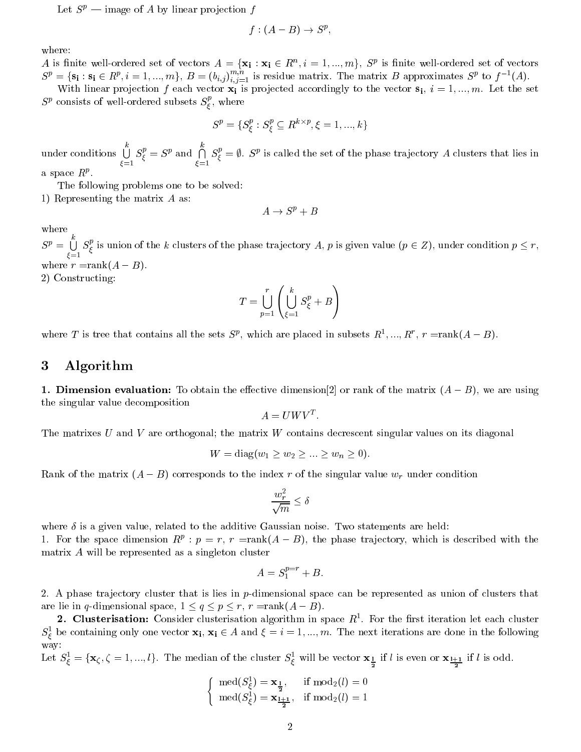Let $S^p$ — image of $A$ by linear projection $f$

$$f : (A - B) \to S^p,$$

where:
$A$ is finite well-ordered set of vectors $A = \{\mathbf{x_i} : \mathbf{x_i} \in R^n, i = 1, ..., m\}$, $S^p$ is finite well-ordered set of vectors $S^p = \{\mathbf{s_i} : \mathbf{s_i} \in R^p, i = 1, ..., m\}$, $B = (b_{i,j})_{i,j=1}^{m,n}$ is residue matrix. The matrix $B$ approximates $S^p$ to $f^{-1}(A)$.

With linear projection $f$ each vector $\mathbf{x_i}$ is projected accordingly to the vector $\mathbf{s_i}$, $i = 1, ..., m$. Let the set $S^p$ consists of well-ordered subsets $S^p_\xi$, where

$$S^p = \{S^p_\xi : S^p_\xi \subseteq R^{k \times p}, \xi = 1, ..., k\}$$

under conditions $\bigcup\limits_{\xi=1}^{k} S^p_\xi = S^p$ and $\bigcap\limits_{\xi=1}^{k} S^p_\xi = \emptyset$. $S^p$ is called the set of the phase trajectory $A$ clusters that lies in a space $R^p$.

The following problems one to be solved:
1) Representing the matrix $A$ as:

$$A \to S^p + B$$

where
$S^p = \bigcup\limits_{\xi=1}^{k} S^p_\xi$ is union of the $k$ clusters of the phase trajectory $A$, $p$ is given value ($p \in Z$), under condition $p \leq r$, where $r = \text{rank}(A - B)$.
2) Constructing:

$$T = \bigcup_{p=1}^{r} \left( \bigcup_{\xi=1}^{k} S^p_\xi + B \right)$$

where $T$ is tree that contains all the sets $S^p$, which are placed in subsets $R^1, ..., R^r$, $r = \text{rank}(A - B)$.

## 3 Algorithm

**1. Dimension evaluation:** To obtain the effective dimension[2] or rank of the matrix $(A - B)$, we are using the singular value decomposition

$$A = UWV^T.$$

The matrixes $U$ and $V$ are orthogonal; the matrix $W$ contains decrescent singular values on its diagonal

$$W = \text{diag}(w_1 \geq w_2 \geq ... \geq w_n \geq 0).$$

Rank of the matrix $(A - B)$ corresponds to the index $r$ of the singular value $w_r$ under condition

$$\frac{w_r^2}{\sqrt{m}} \leq \delta$$

where $\delta$ is a given value, related to the additive Gaussian noise. Two statements are held:
1. For the space dimension $R^p : p = r$, $r = \text{rank}(A - B)$, the phase trajectory, which is described with the matrix $A$ will be represented as a singleton cluster

$$A = S_1^{p=r} + B.$$

2. A phase trajectory cluster that is lies in $p$-dimensional space can be represented as union of clusters that are lie in $q$-dimensional space, $1 \leq q \leq p \leq r$, $r = \text{rank}(A - B)$.

**2. Clusterisation:** Consider clusterisation algorithm in space $R^1$. For the first iteration let each cluster $S^1_\xi$ be containing only one vector $\mathbf{x_i}$, $\mathbf{x_i} \in A$ and $\xi = i = 1, ..., m$. The next iterations are done in the following way:
Let $S^1_\xi = \{\mathbf{x}_\zeta, \zeta = 1, ..., l\}$. The median of the cluster $S^1_\xi$ will be vector $\mathbf{x}_{\frac{l}{2}}$ if $l$ is even or $\mathbf{x}_{\frac{l+1}{2}}$ if $l$ is odd.

$$\begin{cases} \text{med}(S^1_\xi) = \mathbf{x}_{\frac{l}{2}}, & \text{if } \text{mod}_2(l) = 0 \\ \text{med}(S^1_\xi) = \mathbf{x}_{\frac{l+1}{2}}, & \text{if } \text{mod}_2(l) = 1 \end{cases}$$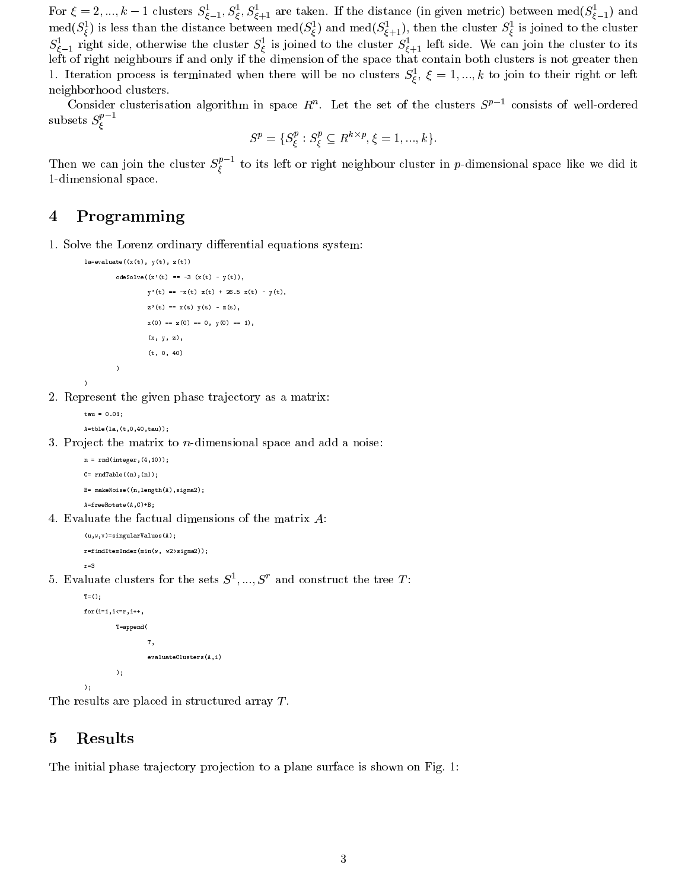For $\xi = 2, ..., k-1$ clusters $S^1_{\xi-1}, S^1_\xi, S^1_{\xi+1}$ are taken. If the distance (in given metric) between $\text{med}(S^1_{\xi-1})$ and $\text{med}(S^1_\xi)$ is less than the distance between $\text{med}(S^1_\xi)$ and $\text{med}(S^1_{\xi+1})$, then the cluster $S^1_\xi$ is joined to the cluster $S^1_{\xi-1}$ right side, otherwise the cluster $S^1_\xi$ is joined to the cluster $S^1_{\xi+1}$ left side. We can join the cluster to its left of right neighbours if and only if the dimension of the space that contain both clusters is not greater then 1. Iteration process is terminated when there will be no clusters $S^1_\xi$, $\xi = 1, ..., k$ to join to their right or left neighborhood clusters.

Consider clusterisation algorithm in space $R^n$. Let the set of the clusters $S^{p-1}$ consists of well-ordered subsets $S^{p-1}_\xi$

$$S^p = \{S^p_\xi : S^p_\xi \subseteq R^{k \times p}, \xi = 1, ..., k\}.$$

Then we can join the cluster $S^{p-1}_\xi$ to its left or right neighbour cluster in $p$-dimensional space like we did it 1-dimensional space.

## 4 Programming

1. Solve the Lorenz ordinary differential equations system:

```
la=evaluate((x(t), y(t), z(t))
        odeSolve((x'(t) == -3 (x(t) - y(t)),
                y'(t) == -x(t) z(t) + 26.5 x(t) - y(t),
                z'(t) == x(t) y(t) - z(t),
                x(0) == z(0) == 0, y(0) == 1),
                (x, y, z),
                (t, 0, 40)
        )
)
```

2. Represent the given phase trajectory as a matrix:

```
tau = 0.01;
A=tble(la,(t,0,40,tau));
```

3. Project the matrix to $n$-dimensional space and add a noise:

```
n = rnd(integer,(4,10));
C= rndTable((n),(n));
B= makeNoise((n,length(A),sigma2);
A=freeRotate(A,C)+B;
```

4. Evaluate the factual dimensions of the matrix $A$:

```
(u,w,v)=singularValues(A);
r=findItemIndex(min(w, w2>sigma2));
r=3
```

5. Evaluate clusters for the sets $S^1, ..., S^r$ and construct the tree $T$:

```
T=();
for(i=1,i<=r,i++,
        T=append(
                T,
                evaluateClusters(A,i)
        );
);
```

The results are placed in structured array $T$.

## 5 Results

The initial phase trajectory projection to a plane surface is shown on Fig. 1: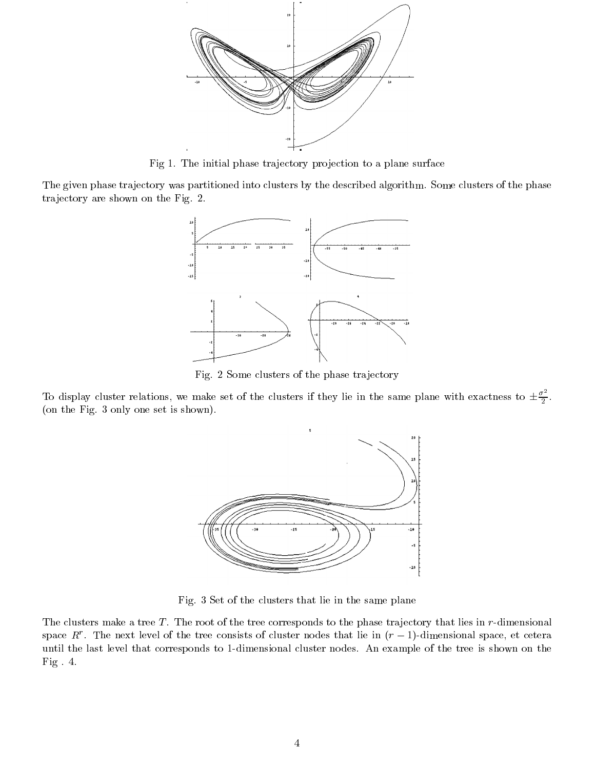Fig 1. The initial phase trajectory projection to a plane surface

The given phase trajectory was partitioned into clusters by the described algorithm. Some clusters of the phase trajectory are shown on the Fig. 2.

Fig. 2 Some clusters of the phase trajectory

To display cluster relations, we make set of the clusters if they lie in the same plane with exactness to $\pm\frac{\sigma^2}{2}$. (on the Fig. 3 only one set is shown).

Fig. 3 Set of the clusters that lie in the same plane

The clusters make a tree $T$. The root of the tree corresponds to the phase trajectory that lies in $r$-dimensional space $R^r$. The next level of the tree consists of cluster nodes that lie in $(r-1)$-dimensional space, et cetera until the last level that corresponds to 1-dimensional cluster nodes. An example of the tree is shown on the Fig . 4.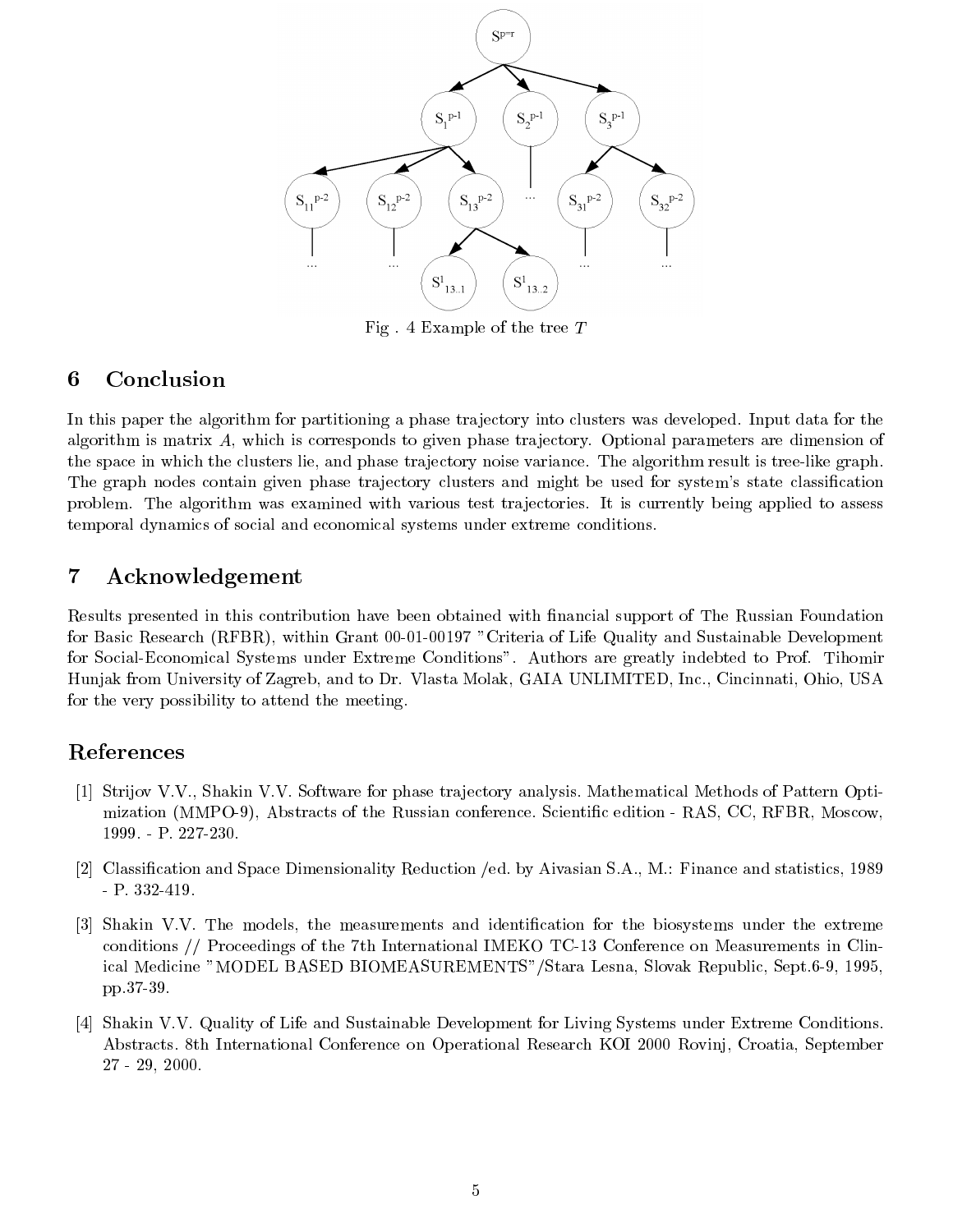Fig . 4 Example of the tree $T$

## 6 Conclusion

In this paper the algorithm for partitioning a phase trajectory into clusters was developed. Input data for the algorithm is matrix $A$, which is corresponds to given phase trajectory. Optional parameters are dimension of the space in which the clusters lie, and phase trajectory noise variance. The algorithm result is tree-like graph. The graph nodes contain given phase trajectory clusters and might be used for system's state classification problem. The algorithm was examined with various test trajectories. It is currently being applied to assess temporal dynamics of social and economical systems under extreme conditions.

## 7 Acknowledgement

Results presented in this contribution have been obtained with financial support of The Russian Foundation for Basic Research (RFBR), within Grant 00-01-00197 "Criteria of Life Quality and Sustainable Development for Social-Economical Systems under Extreme Conditions". Authors are greatly indebted to Prof. Tihomir Hunjak from University of Zagreb, and to Dr. Vlasta Molak, GAIA UNLIMITED, Inc., Cincinnati, Ohio, USA for the very possibility to attend the meeting.

## References

[1] Strijov V.V., Shakin V.V. Software for phase trajectory analysis. Mathematical Methods of Pattern Optimization (MMPO-9), Abstracts of the Russian conference. Scientific edition - RAS, CC, RFBR, Moscow, 1999. - P. 227-230.

[2] Classification and Space Dimensionality Reduction /ed. by Aivasian S.A., M.: Finance and statistics, 1989 - P. 332-419.

[3] Shakin V.V. The models, the measurements and identification for the biosystems under the extreme conditions // Proceedings of the 7th International IMEKO TC-13 Conference on Measurements in Clinical Medicine "MODEL BASED BIOMEASUREMENTS"/Stara Lesna, Slovak Republic, Sept.6-9, 1995, pp.37-39.

[4] Shakin V.V. Quality of Life and Sustainable Development for Living Systems under Extreme Conditions. Abstracts. 8th International Conference on Operational Research KOI 2000 Rovinj, Croatia, September 27 - 29, 2000.